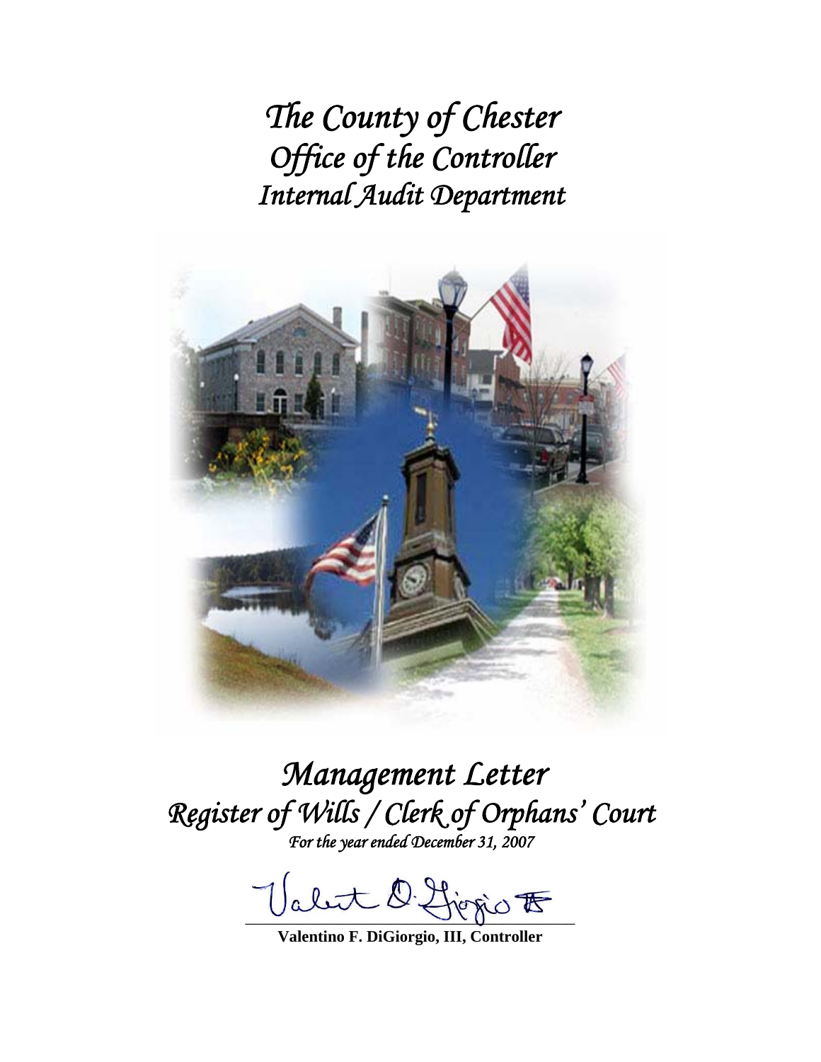# *The County of Chester*
# *Office of the Controller*
# *Internal Audit Department*

# *Management Letter*
# *Register of Wills / Clerk of Orphans' Court*

*For the year ended December 31, 2007*

**Valentino F. DiGiorgio, III, Controller**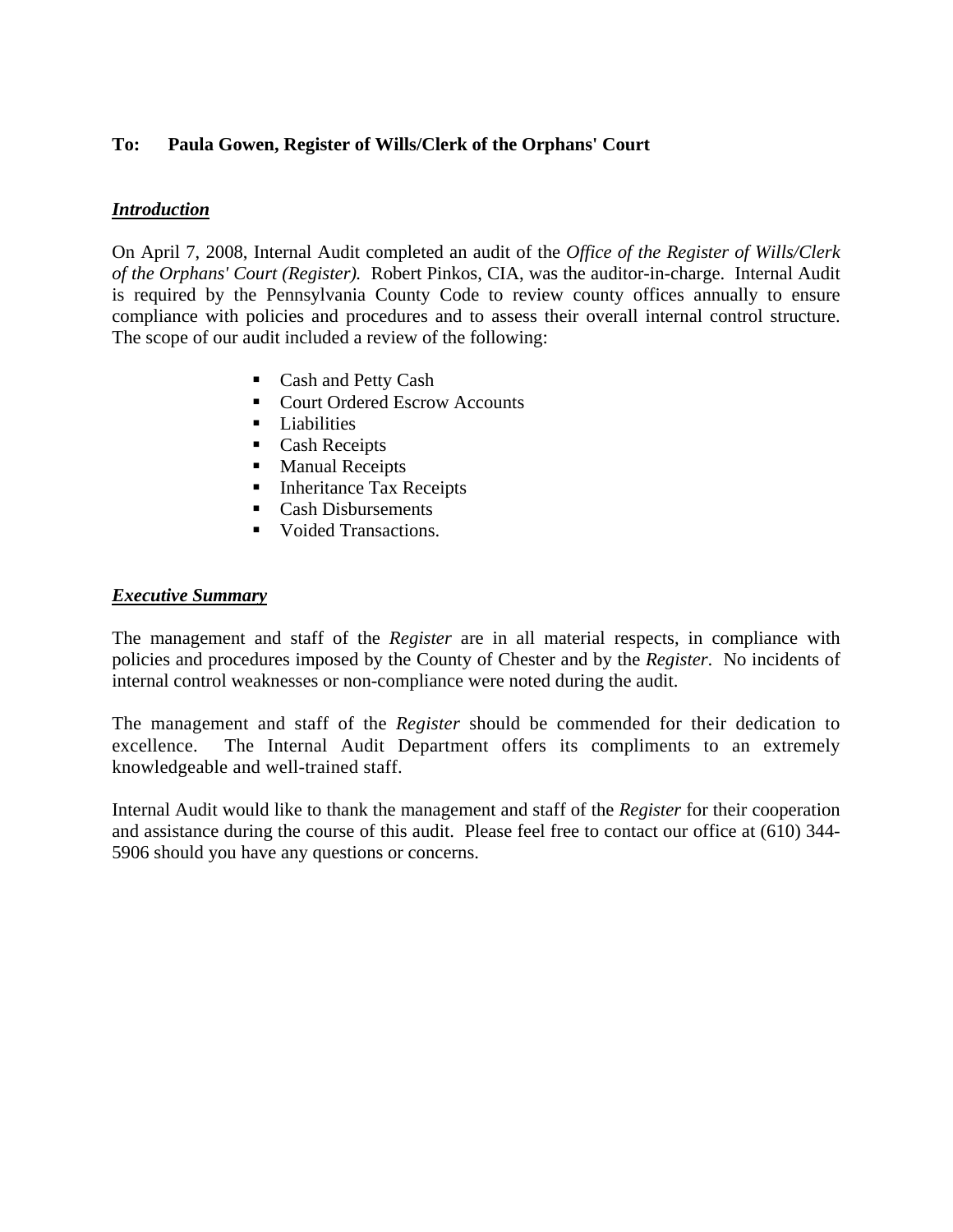**To: Paula Gowen, Register of Wills/Clerk of the Orphans' Court**

***Introduction***

On April 7, 2008, Internal Audit completed an audit of the *Office of the Register of Wills/Clerk of the Orphans' Court (Register).* Robert Pinkos, CIA, was the auditor-in-charge. Internal Audit is required by the Pennsylvania County Code to review county offices annually to ensure compliance with policies and procedures and to assess their overall internal control structure. The scope of our audit included a review of the following:

- Cash and Petty Cash
- Court Ordered Escrow Accounts
- Liabilities
- Cash Receipts
- Manual Receipts
- Inheritance Tax Receipts
- Cash Disbursements
- Voided Transactions.

***Executive Summary***

The management and staff of the *Register* are in all material respects, in compliance with policies and procedures imposed by the County of Chester and by the *Register*. No incidents of internal control weaknesses or non-compliance were noted during the audit.

The management and staff of the *Register* should be commended for their dedication to excellence. The Internal Audit Department offers its compliments to an extremely knowledgeable and well-trained staff.

Internal Audit would like to thank the management and staff of the *Register* for their cooperation and assistance during the course of this audit. Please feel free to contact our office at (610) 344-5906 should you have any questions or concerns.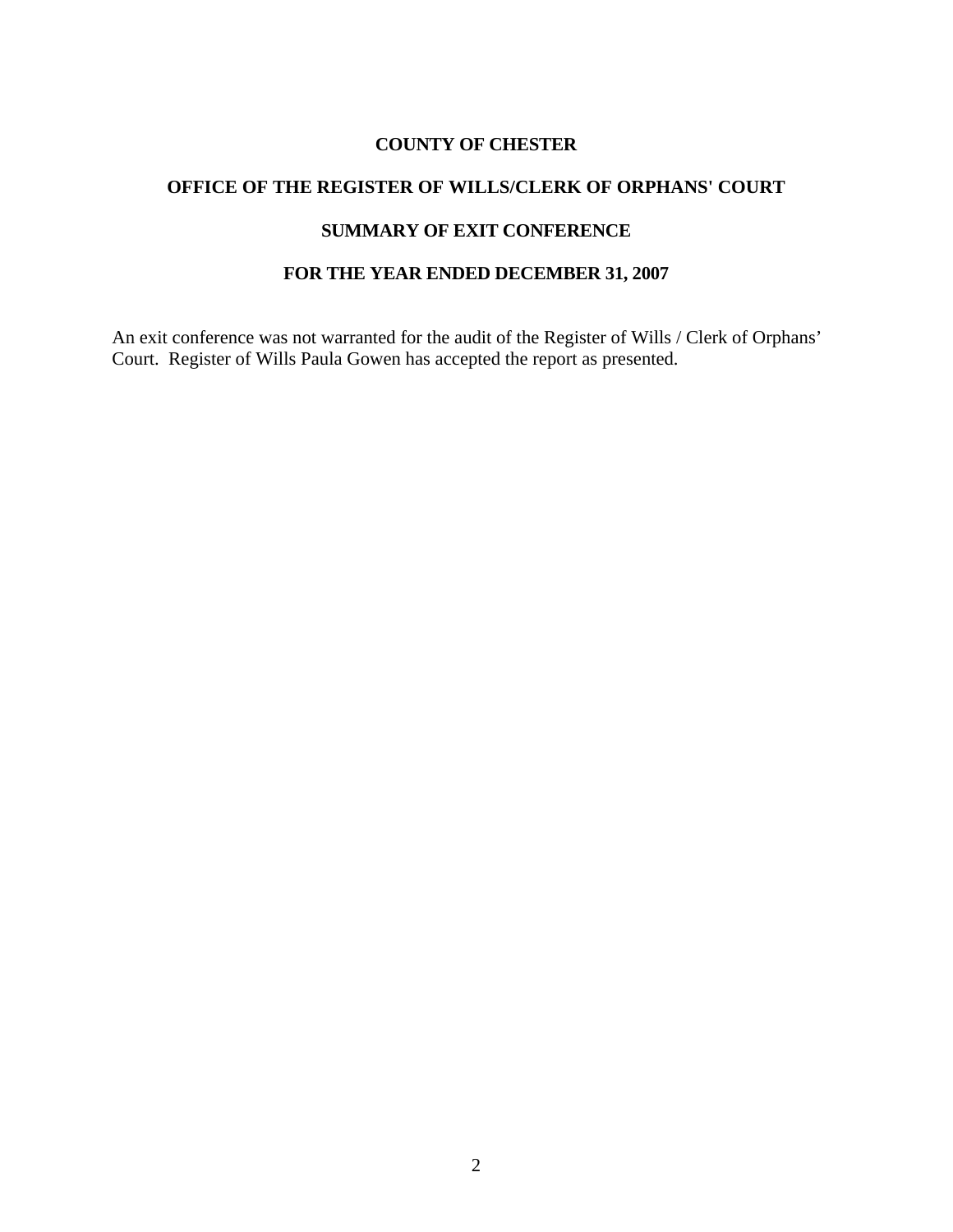**COUNTY OF CHESTER**

**OFFICE OF THE REGISTER OF WILLS/CLERK OF ORPHANS' COURT**

**SUMMARY OF EXIT CONFERENCE**

**FOR THE YEAR ENDED DECEMBER 31, 2007**

An exit conference was not warranted for the audit of the Register of Wills / Clerk of Orphans' Court. Register of Wills Paula Gowen has accepted the report as presented.